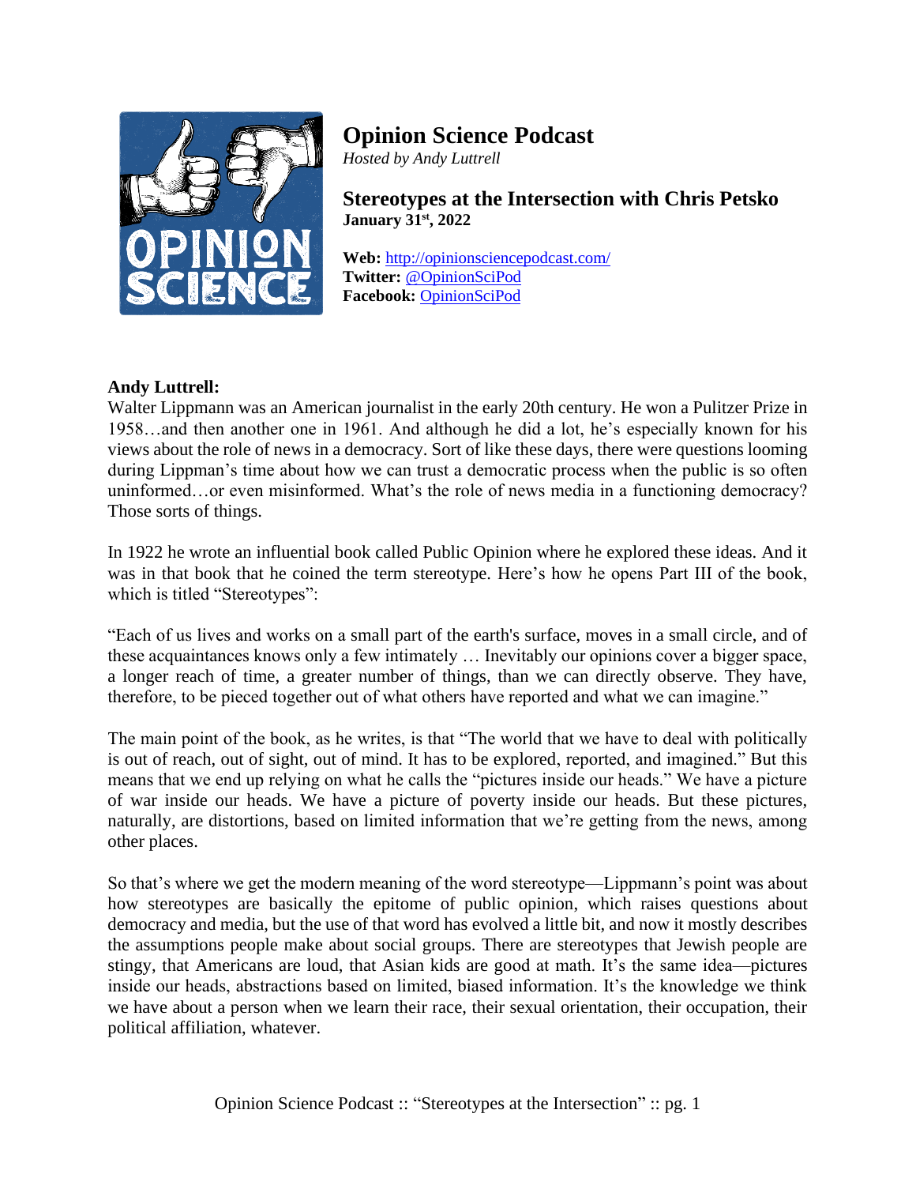# Opinion Science Podcast

*Hosted by Andy Luttrell*

## Stereotypes at the Intersection with Chris Petsko

**January 31st, 2022**

**Web:** http://opinionsciencepodcast.com/
**Twitter:** @OpinionSciPod
**Facebook:** OpinionSciPod

**Andy Luttrell:**
Walter Lippmann was an American journalist in the early 20th century. He won a Pulitzer Prize in 1958…and then another one in 1961. And although he did a lot, he's especially known for his views about the role of news in a democracy. Sort of like these days, there were questions looming during Lippman's time about how we can trust a democratic process when the public is so often uninformed…or even misinformed. What's the role of news media in a functioning democracy? Those sorts of things.

In 1922 he wrote an influential book called Public Opinion where he explored these ideas. And it was in that book that he coined the term stereotype. Here's how he opens Part III of the book, which is titled "Stereotypes":

"Each of us lives and works on a small part of the earth's surface, moves in a small circle, and of these acquaintances knows only a few intimately … Inevitably our opinions cover a bigger space, a longer reach of time, a greater number of things, than we can directly observe. They have, therefore, to be pieced together out of what others have reported and what we can imagine."

The main point of the book, as he writes, is that "The world that we have to deal with politically is out of reach, out of sight, out of mind. It has to be explored, reported, and imagined." But this means that we end up relying on what he calls the "pictures inside our heads." We have a picture of war inside our heads. We have a picture of poverty inside our heads. But these pictures, naturally, are distortions, based on limited information that we're getting from the news, among other places.

So that's where we get the modern meaning of the word stereotype—Lippmann's point was about how stereotypes are basically the epitome of public opinion, which raises questions about democracy and media, but the use of that word has evolved a little bit, and now it mostly describes the assumptions people make about social groups. There are stereotypes that Jewish people are stingy, that Americans are loud, that Asian kids are good at math. It's the same idea—pictures inside our heads, abstractions based on limited, biased information. It's the knowledge we think we have about a person when we learn their race, their sexual orientation, their occupation, their political affiliation, whatever.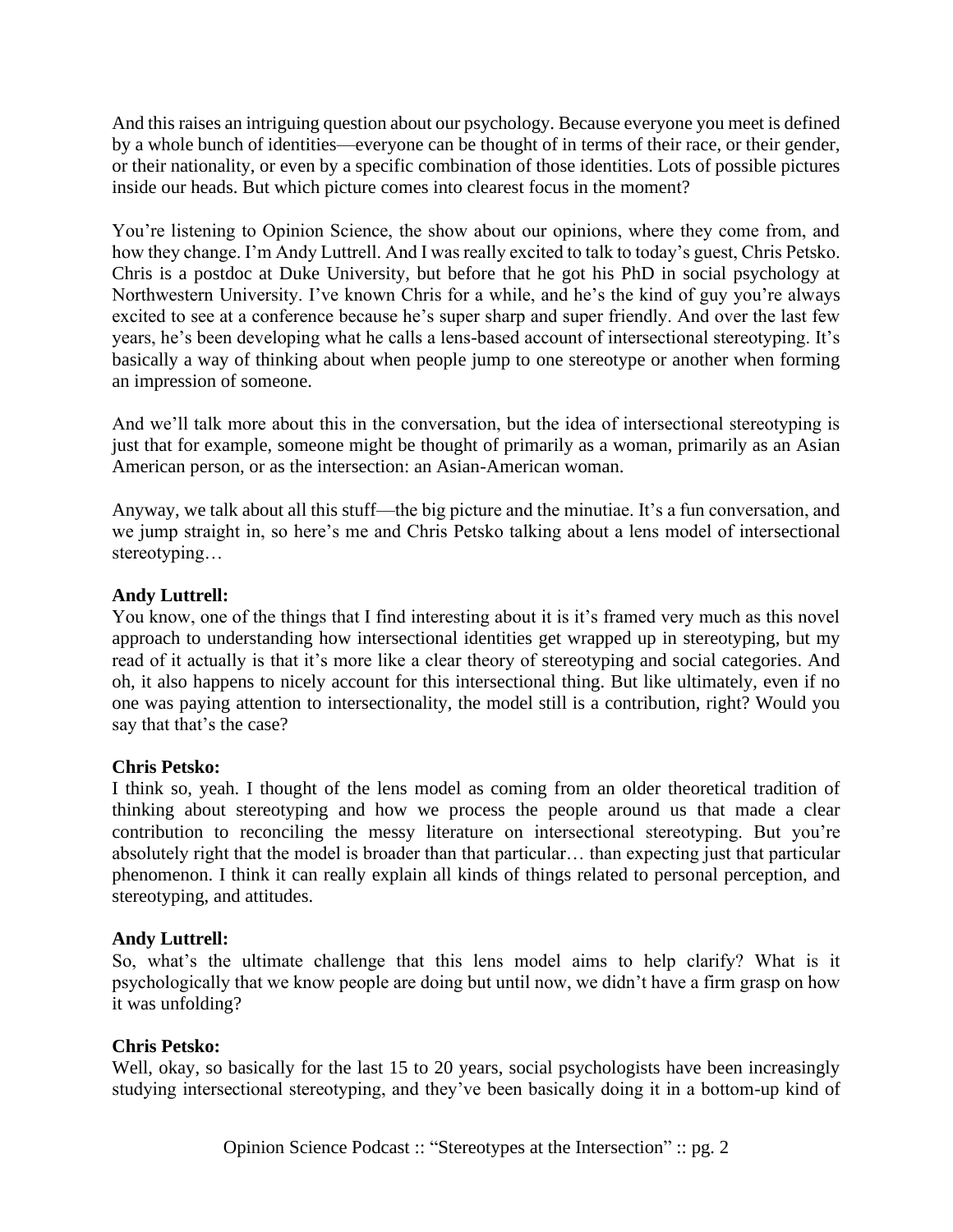And this raises an intriguing question about our psychology. Because everyone you meet is defined by a whole bunch of identities—everyone can be thought of in terms of their race, or their gender, or their nationality, or even by a specific combination of those identities. Lots of possible pictures inside our heads. But which picture comes into clearest focus in the moment?

You're listening to Opinion Science, the show about our opinions, where they come from, and how they change. I'm Andy Luttrell. And I was really excited to talk to today's guest, Chris Petsko. Chris is a postdoc at Duke University, but before that he got his PhD in social psychology at Northwestern University. I've known Chris for a while, and he's the kind of guy you're always excited to see at a conference because he's super sharp and super friendly. And over the last few years, he's been developing what he calls a lens-based account of intersectional stereotyping. It's basically a way of thinking about when people jump to one stereotype or another when forming an impression of someone.

And we'll talk more about this in the conversation, but the idea of intersectional stereotyping is just that for example, someone might be thought of primarily as a woman, primarily as an Asian American person, or as the intersection: an Asian-American woman.

Anyway, we talk about all this stuff—the big picture and the minutiae. It's a fun conversation, and we jump straight in, so here's me and Chris Petsko talking about a lens model of intersectional stereotyping…

**Andy Luttrell:**
You know, one of the things that I find interesting about it is it's framed very much as this novel approach to understanding how intersectional identities get wrapped up in stereotyping, but my read of it actually is that it's more like a clear theory of stereotyping and social categories. And oh, it also happens to nicely account for this intersectional thing. But like ultimately, even if no one was paying attention to intersectionality, the model still is a contribution, right? Would you say that that's the case?

**Chris Petsko:**
I think so, yeah. I thought of the lens model as coming from an older theoretical tradition of thinking about stereotyping and how we process the people around us that made a clear contribution to reconciling the messy literature on intersectional stereotyping. But you're absolutely right that the model is broader than that particular… than expecting just that particular phenomenon. I think it can really explain all kinds of things related to personal perception, and stereotyping, and attitudes.

**Andy Luttrell:**
So, what's the ultimate challenge that this lens model aims to help clarify? What is it psychologically that we know people are doing but until now, we didn't have a firm grasp on how it was unfolding?

**Chris Petsko:**
Well, okay, so basically for the last 15 to 20 years, social psychologists have been increasingly studying intersectional stereotyping, and they've been basically doing it in a bottom-up kind of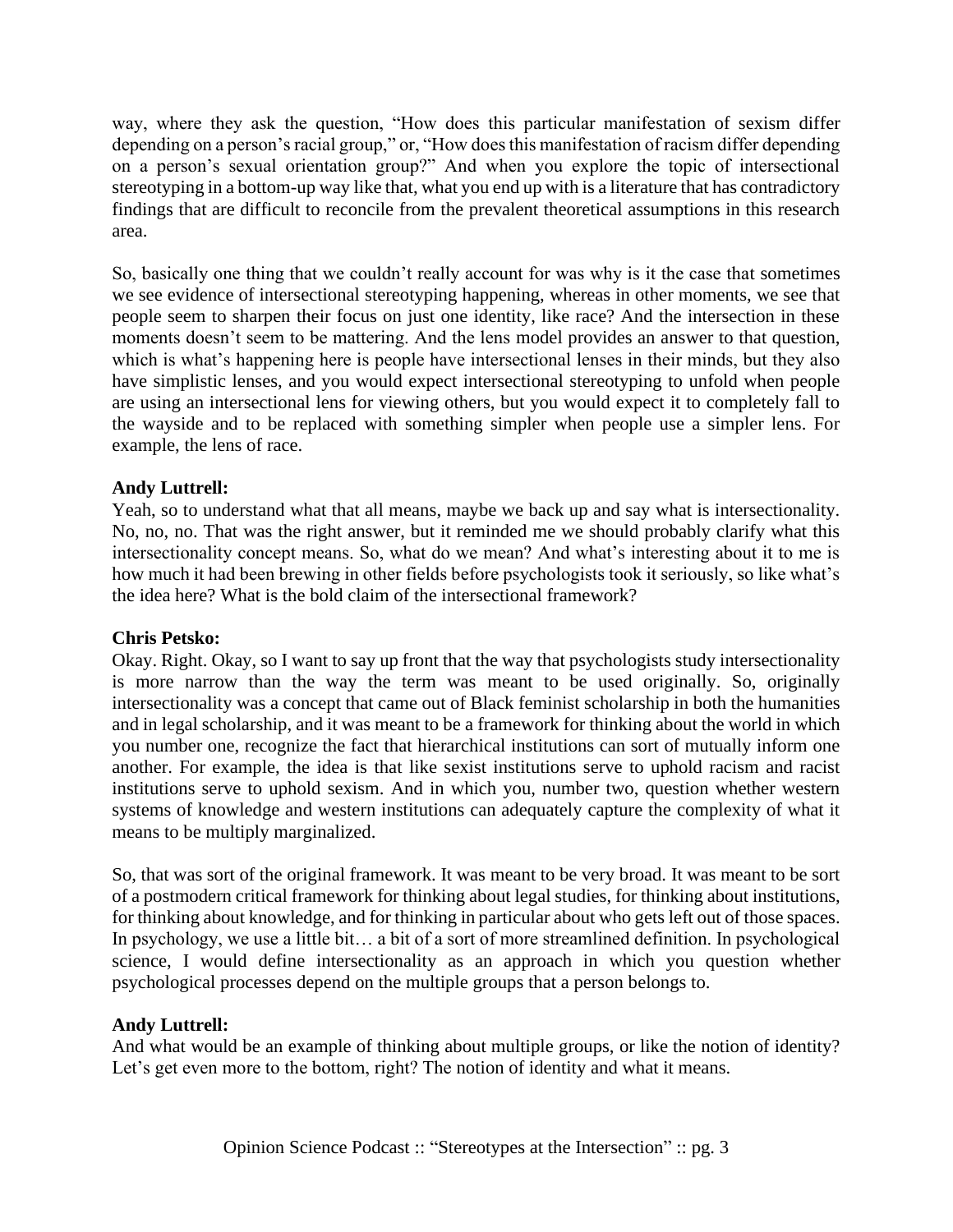way, where they ask the question, "How does this particular manifestation of sexism differ depending on a person's racial group," or, "How does this manifestation of racism differ depending on a person's sexual orientation group?" And when you explore the topic of intersectional stereotyping in a bottom-up way like that, what you end up with is a literature that has contradictory findings that are difficult to reconcile from the prevalent theoretical assumptions in this research area.

So, basically one thing that we couldn't really account for was why is it the case that sometimes we see evidence of intersectional stereotyping happening, whereas in other moments, we see that people seem to sharpen their focus on just one identity, like race? And the intersection in these moments doesn't seem to be mattering. And the lens model provides an answer to that question, which is what's happening here is people have intersectional lenses in their minds, but they also have simplistic lenses, and you would expect intersectional stereotyping to unfold when people are using an intersectional lens for viewing others, but you would expect it to completely fall to the wayside and to be replaced with something simpler when people use a simpler lens. For example, the lens of race.

**Andy Luttrell:**
Yeah, so to understand what that all means, maybe we back up and say what is intersectionality. No, no, no. That was the right answer, but it reminded me we should probably clarify what this intersectionality concept means. So, what do we mean? And what's interesting about it to me is how much it had been brewing in other fields before psychologists took it seriously, so like what's the idea here? What is the bold claim of the intersectional framework?

**Chris Petsko:**
Okay. Right. Okay, so I want to say up front that the way that psychologists study intersectionality is more narrow than the way the term was meant to be used originally. So, originally intersectionality was a concept that came out of Black feminist scholarship in both the humanities and in legal scholarship, and it was meant to be a framework for thinking about the world in which you number one, recognize the fact that hierarchical institutions can sort of mutually inform one another. For example, the idea is that like sexist institutions serve to uphold racism and racist institutions serve to uphold sexism. And in which you, number two, question whether western systems of knowledge and western institutions can adequately capture the complexity of what it means to be multiply marginalized.

So, that was sort of the original framework. It was meant to be very broad. It was meant to be sort of a postmodern critical framework for thinking about legal studies, for thinking about institutions, for thinking about knowledge, and for thinking in particular about who gets left out of those spaces. In psychology, we use a little bit… a bit of a sort of more streamlined definition. In psychological science, I would define intersectionality as an approach in which you question whether psychological processes depend on the multiple groups that a person belongs to.

**Andy Luttrell:**
And what would be an example of thinking about multiple groups, or like the notion of identity? Let's get even more to the bottom, right? The notion of identity and what it means.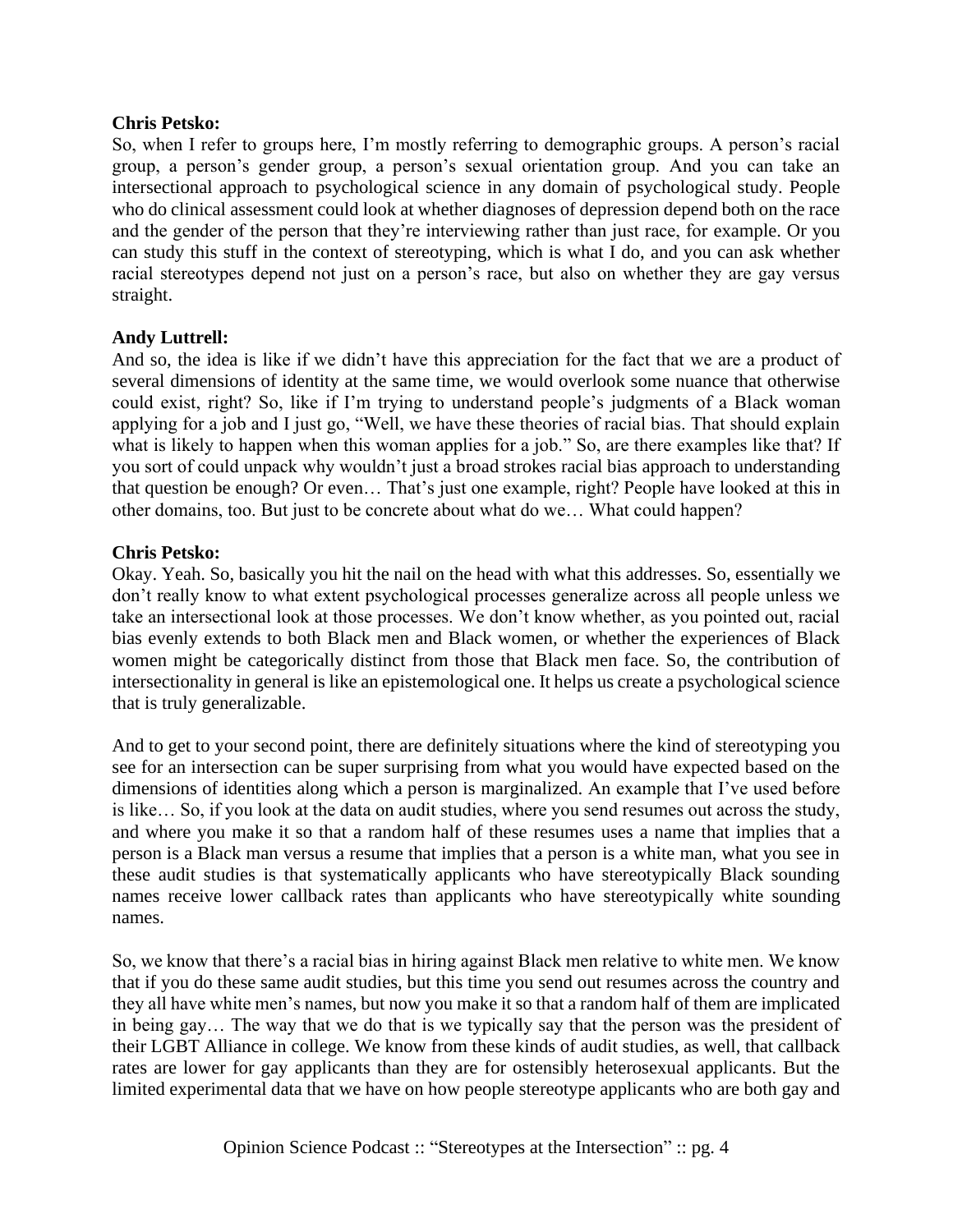**Chris Petsko:**
So, when I refer to groups here, I'm mostly referring to demographic groups. A person's racial group, a person's gender group, a person's sexual orientation group. And you can take an intersectional approach to psychological science in any domain of psychological study. People who do clinical assessment could look at whether diagnoses of depression depend both on the race and the gender of the person that they're interviewing rather than just race, for example. Or you can study this stuff in the context of stereotyping, which is what I do, and you can ask whether racial stereotypes depend not just on a person's race, but also on whether they are gay versus straight.

**Andy Luttrell:**
And so, the idea is like if we didn't have this appreciation for the fact that we are a product of several dimensions of identity at the same time, we would overlook some nuance that otherwise could exist, right? So, like if I'm trying to understand people's judgments of a Black woman applying for a job and I just go, "Well, we have these theories of racial bias. That should explain what is likely to happen when this woman applies for a job." So, are there examples like that? If you sort of could unpack why wouldn't just a broad strokes racial bias approach to understanding that question be enough? Or even… That's just one example, right? People have looked at this in other domains, too. But just to be concrete about what do we… What could happen?

**Chris Petsko:**
Okay. Yeah. So, basically you hit the nail on the head with what this addresses. So, essentially we don't really know to what extent psychological processes generalize across all people unless we take an intersectional look at those processes. We don't know whether, as you pointed out, racial bias evenly extends to both Black men and Black women, or whether the experiences of Black women might be categorically distinct from those that Black men face. So, the contribution of intersectionality in general is like an epistemological one. It helps us create a psychological science that is truly generalizable.

And to get to your second point, there are definitely situations where the kind of stereotyping you see for an intersection can be super surprising from what you would have expected based on the dimensions of identities along which a person is marginalized. An example that I've used before is like… So, if you look at the data on audit studies, where you send resumes out across the study, and where you make it so that a random half of these resumes uses a name that implies that a person is a Black man versus a resume that implies that a person is a white man, what you see in these audit studies is that systematically applicants who have stereotypically Black sounding names receive lower callback rates than applicants who have stereotypically white sounding names.

So, we know that there's a racial bias in hiring against Black men relative to white men. We know that if you do these same audit studies, but this time you send out resumes across the country and they all have white men's names, but now you make it so that a random half of them are implicated in being gay… The way that we do that is we typically say that the person was the president of their LGBT Alliance in college. We know from these kinds of audit studies, as well, that callback rates are lower for gay applicants than they are for ostensibly heterosexual applicants. But the limited experimental data that we have on how people stereotype applicants who are both gay and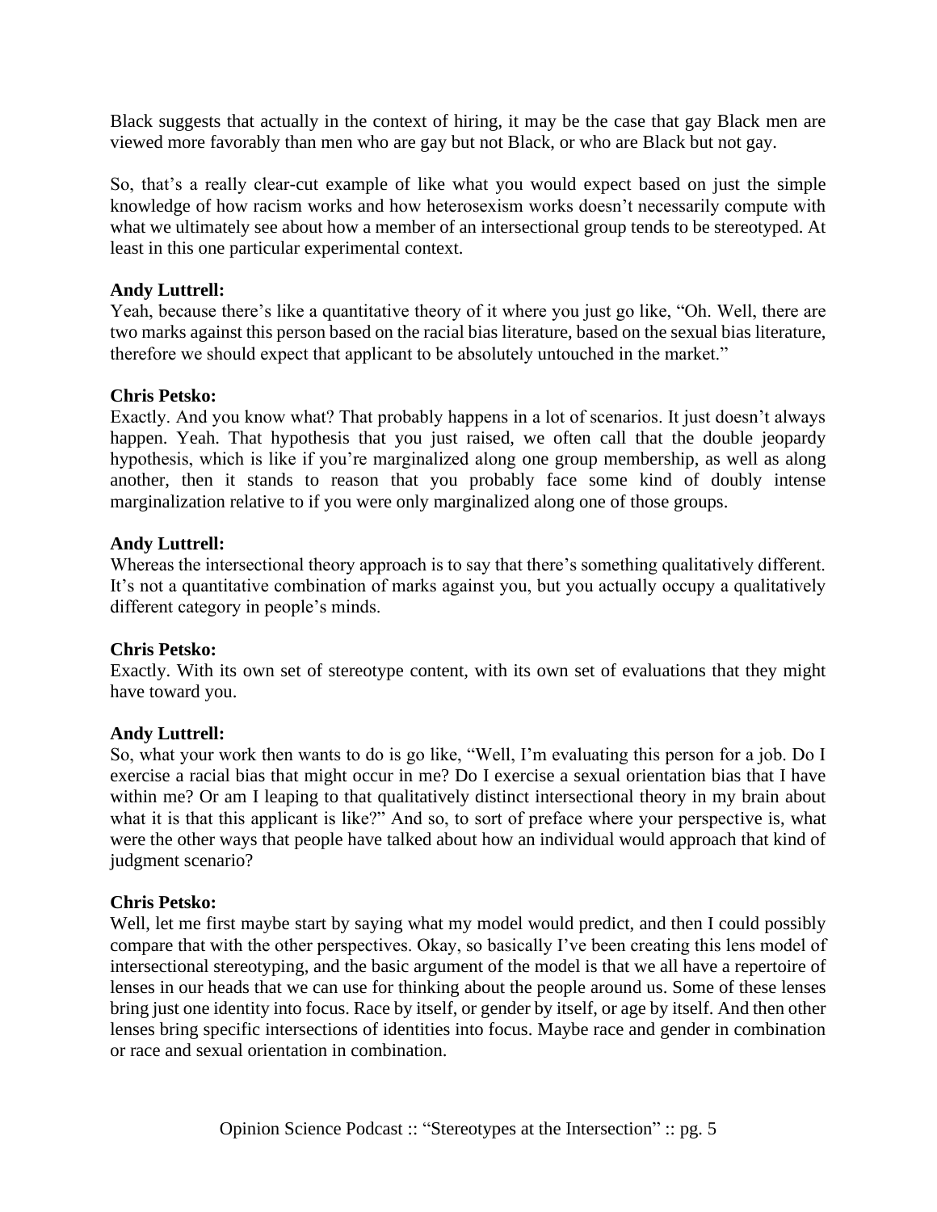Black suggests that actually in the context of hiring, it may be the case that gay Black men are viewed more favorably than men who are gay but not Black, or who are Black but not gay.

So, that's a really clear-cut example of like what you would expect based on just the simple knowledge of how racism works and how heterosexism works doesn't necessarily compute with what we ultimately see about how a member of an intersectional group tends to be stereotyped. At least in this one particular experimental context.

**Andy Luttrell:**
Yeah, because there's like a quantitative theory of it where you just go like, "Oh. Well, there are two marks against this person based on the racial bias literature, based on the sexual bias literature, therefore we should expect that applicant to be absolutely untouched in the market."

**Chris Petsko:**
Exactly. And you know what? That probably happens in a lot of scenarios. It just doesn't always happen. Yeah. That hypothesis that you just raised, we often call that the double jeopardy hypothesis, which is like if you're marginalized along one group membership, as well as along another, then it stands to reason that you probably face some kind of doubly intense marginalization relative to if you were only marginalized along one of those groups.

**Andy Luttrell:**
Whereas the intersectional theory approach is to say that there's something qualitatively different. It's not a quantitative combination of marks against you, but you actually occupy a qualitatively different category in people's minds.

**Chris Petsko:**
Exactly. With its own set of stereotype content, with its own set of evaluations that they might have toward you.

**Andy Luttrell:**
So, what your work then wants to do is go like, "Well, I'm evaluating this person for a job. Do I exercise a racial bias that might occur in me? Do I exercise a sexual orientation bias that I have within me? Or am I leaping to that qualitatively distinct intersectional theory in my brain about what it is that this applicant is like?" And so, to sort of preface where your perspective is, what were the other ways that people have talked about how an individual would approach that kind of judgment scenario?

**Chris Petsko:**
Well, let me first maybe start by saying what my model would predict, and then I could possibly compare that with the other perspectives. Okay, so basically I've been creating this lens model of intersectional stereotyping, and the basic argument of the model is that we all have a repertoire of lenses in our heads that we can use for thinking about the people around us. Some of these lenses bring just one identity into focus. Race by itself, or gender by itself, or age by itself. And then other lenses bring specific intersections of identities into focus. Maybe race and gender in combination or race and sexual orientation in combination.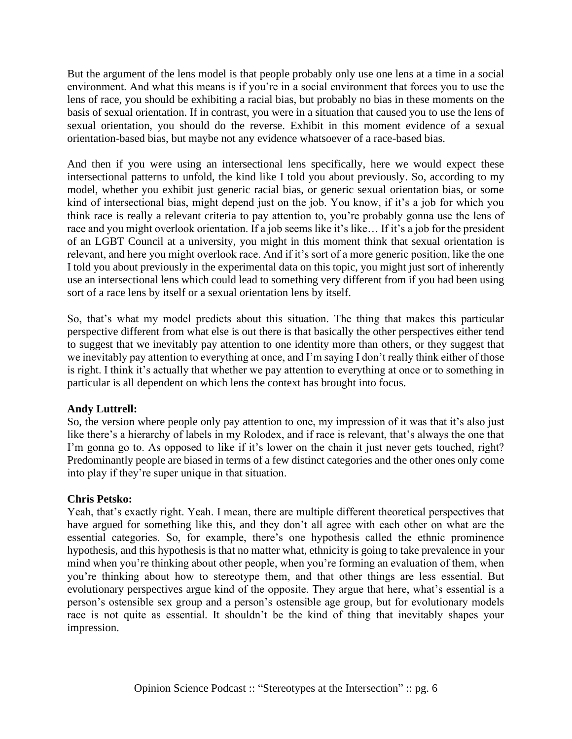But the argument of the lens model is that people probably only use one lens at a time in a social environment. And what this means is if you're in a social environment that forces you to use the lens of race, you should be exhibiting a racial bias, but probably no bias in these moments on the basis of sexual orientation. If in contrast, you were in a situation that caused you to use the lens of sexual orientation, you should do the reverse. Exhibit in this moment evidence of a sexual orientation-based bias, but maybe not any evidence whatsoever of a race-based bias.

And then if you were using an intersectional lens specifically, here we would expect these intersectional patterns to unfold, the kind like I told you about previously. So, according to my model, whether you exhibit just generic racial bias, or generic sexual orientation bias, or some kind of intersectional bias, might depend just on the job. You know, if it's a job for which you think race is really a relevant criteria to pay attention to, you're probably gonna use the lens of race and you might overlook orientation. If a job seems like it's like… If it's a job for the president of an LGBT Council at a university, you might in this moment think that sexual orientation is relevant, and here you might overlook race. And if it's sort of a more generic position, like the one I told you about previously in the experimental data on this topic, you might just sort of inherently use an intersectional lens which could lead to something very different from if you had been using sort of a race lens by itself or a sexual orientation lens by itself.

So, that's what my model predicts about this situation. The thing that makes this particular perspective different from what else is out there is that basically the other perspectives either tend to suggest that we inevitably pay attention to one identity more than others, or they suggest that we inevitably pay attention to everything at once, and I'm saying I don't really think either of those is right. I think it's actually that whether we pay attention to everything at once or to something in particular is all dependent on which lens the context has brought into focus.

**Andy Luttrell:**
So, the version where people only pay attention to one, my impression of it was that it's also just like there's a hierarchy of labels in my Rolodex, and if race is relevant, that's always the one that I'm gonna go to. As opposed to like if it's lower on the chain it just never gets touched, right? Predominantly people are biased in terms of a few distinct categories and the other ones only come into play if they're super unique in that situation.

**Chris Petsko:**
Yeah, that's exactly right. Yeah. I mean, there are multiple different theoretical perspectives that have argued for something like this, and they don't all agree with each other on what are the essential categories. So, for example, there's one hypothesis called the ethnic prominence hypothesis, and this hypothesis is that no matter what, ethnicity is going to take prevalence in your mind when you're thinking about other people, when you're forming an evaluation of them, when you're thinking about how to stereotype them, and that other things are less essential. But evolutionary perspectives argue kind of the opposite. They argue that here, what's essential is a person's ostensible sex group and a person's ostensible age group, but for evolutionary models race is not quite as essential. It shouldn't be the kind of thing that inevitably shapes your impression.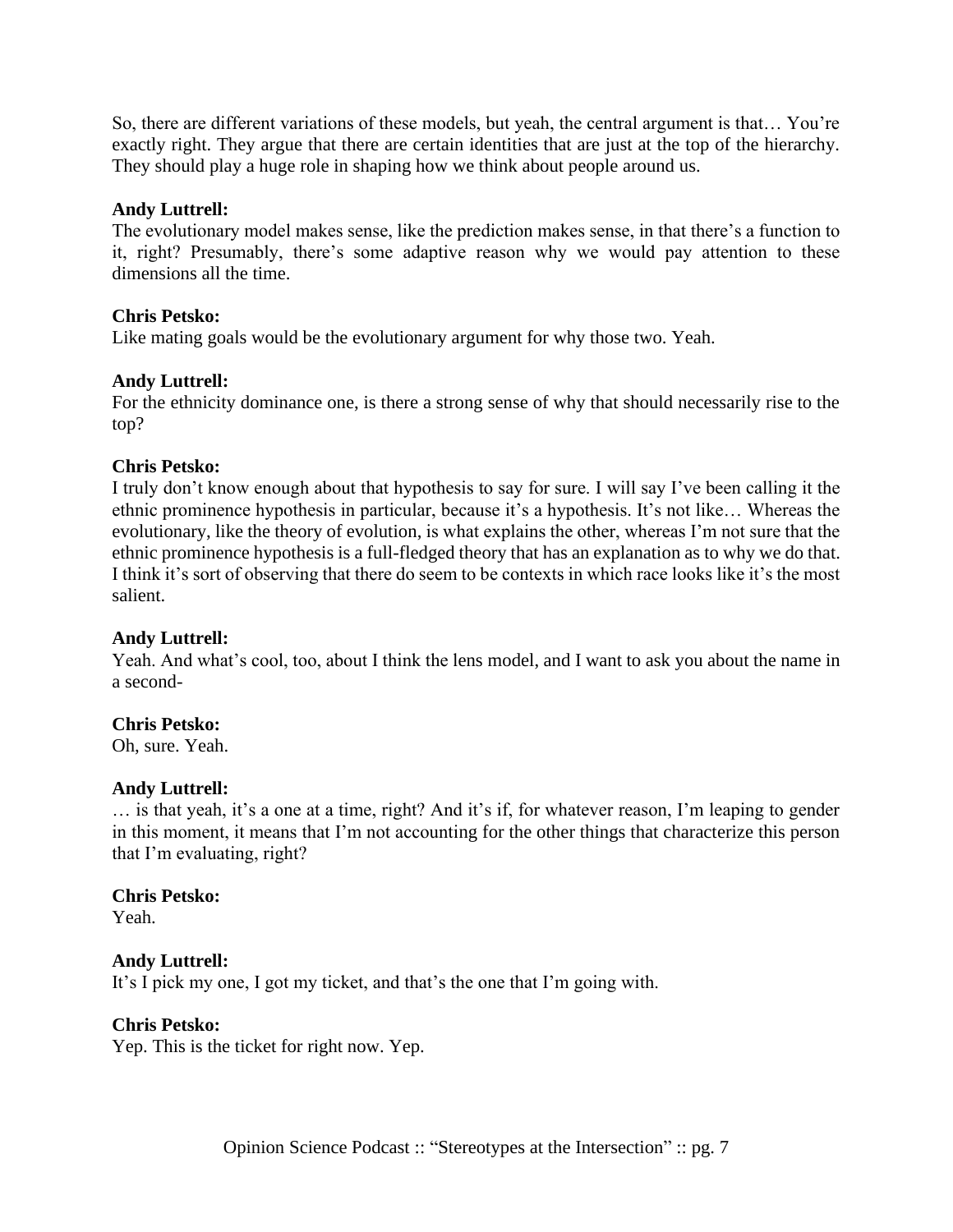So, there are different variations of these models, but yeah, the central argument is that… You're exactly right. They argue that there are certain identities that are just at the top of the hierarchy. They should play a huge role in shaping how we think about people around us.

**Andy Luttrell:**
The evolutionary model makes sense, like the prediction makes sense, in that there's a function to it, right? Presumably, there's some adaptive reason why we would pay attention to these dimensions all the time.

**Chris Petsko:**
Like mating goals would be the evolutionary argument for why those two. Yeah.

**Andy Luttrell:**
For the ethnicity dominance one, is there a strong sense of why that should necessarily rise to the top?

**Chris Petsko:**
I truly don't know enough about that hypothesis to say for sure. I will say I've been calling it the ethnic prominence hypothesis in particular, because it's a hypothesis. It's not like… Whereas the evolutionary, like the theory of evolution, is what explains the other, whereas I'm not sure that the ethnic prominence hypothesis is a full-fledged theory that has an explanation as to why we do that. I think it's sort of observing that there do seem to be contexts in which race looks like it's the most salient.

**Andy Luttrell:**
Yeah. And what's cool, too, about I think the lens model, and I want to ask you about the name in a second-

**Chris Petsko:**
Oh, sure. Yeah.

**Andy Luttrell:**
… is that yeah, it's a one at a time, right? And it's if, for whatever reason, I'm leaping to gender in this moment, it means that I'm not accounting for the other things that characterize this person that I'm evaluating, right?

**Chris Petsko:**
Yeah.

**Andy Luttrell:**
It's I pick my one, I got my ticket, and that's the one that I'm going with.

**Chris Petsko:**
Yep. This is the ticket for right now. Yep.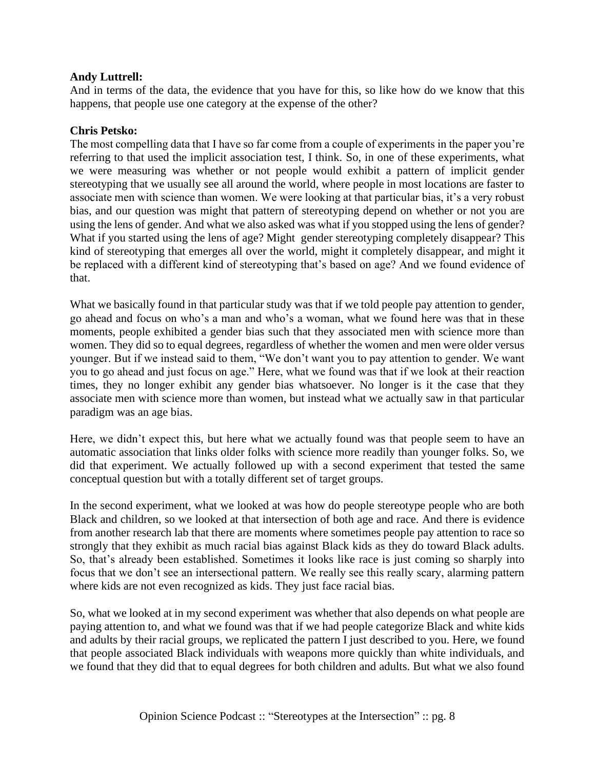**Andy Luttrell:**
And in terms of the data, the evidence that you have for this, so like how do we know that this happens, that people use one category at the expense of the other?

**Chris Petsko:**
The most compelling data that I have so far come from a couple of experiments in the paper you're referring to that used the implicit association test, I think. So, in one of these experiments, what we were measuring was whether or not people would exhibit a pattern of implicit gender stereotyping that we usually see all around the world, where people in most locations are faster to associate men with science than women. We were looking at that particular bias, it's a very robust bias, and our question was might that pattern of stereotyping depend on whether or not you are using the lens of gender. And what we also asked was what if you stopped using the lens of gender? What if you started using the lens of age? Might gender stereotyping completely disappear? This kind of stereotyping that emerges all over the world, might it completely disappear, and might it be replaced with a different kind of stereotyping that's based on age? And we found evidence of that.

What we basically found in that particular study was that if we told people pay attention to gender, go ahead and focus on who's a man and who's a woman, what we found here was that in these moments, people exhibited a gender bias such that they associated men with science more than women. They did so to equal degrees, regardless of whether the women and men were older versus younger. But if we instead said to them, "We don't want you to pay attention to gender. We want you to go ahead and just focus on age." Here, what we found was that if we look at their reaction times, they no longer exhibit any gender bias whatsoever. No longer is it the case that they associate men with science more than women, but instead what we actually saw in that particular paradigm was an age bias.

Here, we didn't expect this, but here what we actually found was that people seem to have an automatic association that links older folks with science more readily than younger folks. So, we did that experiment. We actually followed up with a second experiment that tested the same conceptual question but with a totally different set of target groups.

In the second experiment, what we looked at was how do people stereotype people who are both Black and children, so we looked at that intersection of both age and race. And there is evidence from another research lab that there are moments where sometimes people pay attention to race so strongly that they exhibit as much racial bias against Black kids as they do toward Black adults. So, that's already been established. Sometimes it looks like race is just coming so sharply into focus that we don't see an intersectional pattern. We really see this really scary, alarming pattern where kids are not even recognized as kids. They just face racial bias.

So, what we looked at in my second experiment was whether that also depends on what people are paying attention to, and what we found was that if we had people categorize Black and white kids and adults by their racial groups, we replicated the pattern I just described to you. Here, we found that people associated Black individuals with weapons more quickly than white individuals, and we found that they did that to equal degrees for both children and adults. But what we also found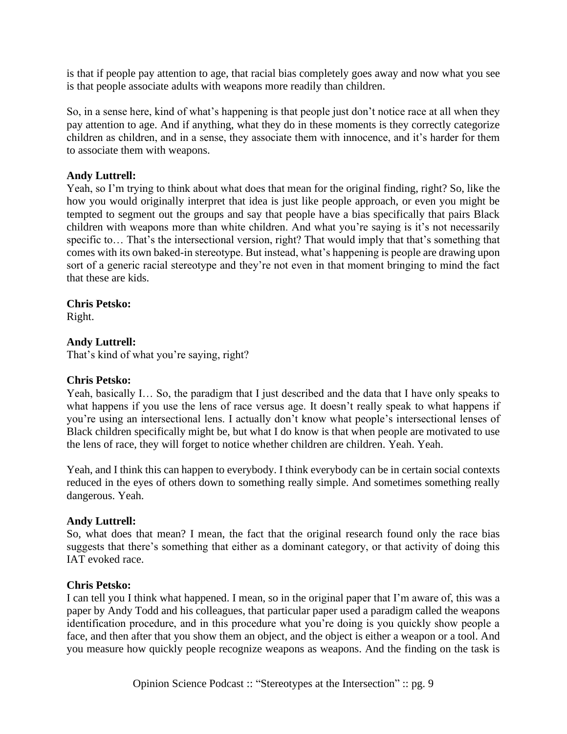is that if people pay attention to age, that racial bias completely goes away and now what you see is that people associate adults with weapons more readily than children.

So, in a sense here, kind of what's happening is that people just don't notice race at all when they pay attention to age. And if anything, what they do in these moments is they correctly categorize children as children, and in a sense, they associate them with innocence, and it's harder for them to associate them with weapons.

**Andy Luttrell:**
Yeah, so I'm trying to think about what does that mean for the original finding, right? So, like the how you would originally interpret that idea is just like people approach, or even you might be tempted to segment out the groups and say that people have a bias specifically that pairs Black children with weapons more than white children. And what you're saying is it's not necessarily specific to… That's the intersectional version, right? That would imply that that's something that comes with its own baked-in stereotype. But instead, what's happening is people are drawing upon sort of a generic racial stereotype and they're not even in that moment bringing to mind the fact that these are kids.

**Chris Petsko:**
Right.

**Andy Luttrell:**
That's kind of what you're saying, right?

**Chris Petsko:**
Yeah, basically I… So, the paradigm that I just described and the data that I have only speaks to what happens if you use the lens of race versus age. It doesn't really speak to what happens if you're using an intersectional lens. I actually don't know what people's intersectional lenses of Black children specifically might be, but what I do know is that when people are motivated to use the lens of race, they will forget to notice whether children are children. Yeah. Yeah.

Yeah, and I think this can happen to everybody. I think everybody can be in certain social contexts reduced in the eyes of others down to something really simple. And sometimes something really dangerous. Yeah.

**Andy Luttrell:**
So, what does that mean? I mean, the fact that the original research found only the race bias suggests that there's something that either as a dominant category, or that activity of doing this IAT evoked race.

**Chris Petsko:**
I can tell you I think what happened. I mean, so in the original paper that I'm aware of, this was a paper by Andy Todd and his colleagues, that particular paper used a paradigm called the weapons identification procedure, and in this procedure what you're doing is you quickly show people a face, and then after that you show them an object, and the object is either a weapon or a tool. And you measure how quickly people recognize weapons as weapons. And the finding on the task is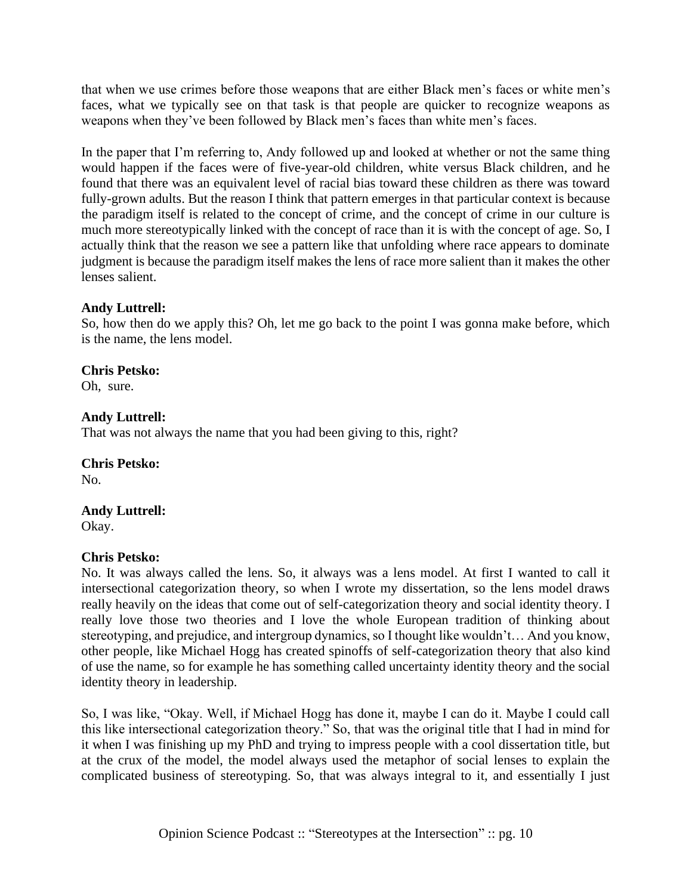that when we use crimes before those weapons that are either Black men's faces or white men's faces, what we typically see on that task is that people are quicker to recognize weapons as weapons when they've been followed by Black men's faces than white men's faces.

In the paper that I'm referring to, Andy followed up and looked at whether or not the same thing would happen if the faces were of five-year-old children, white versus Black children, and he found that there was an equivalent level of racial bias toward these children as there was toward fully-grown adults. But the reason I think that pattern emerges in that particular context is because the paradigm itself is related to the concept of crime, and the concept of crime in our culture is much more stereotypically linked with the concept of race than it is with the concept of age. So, I actually think that the reason we see a pattern like that unfolding where race appears to dominate judgment is because the paradigm itself makes the lens of race more salient than it makes the other lenses salient.

**Andy Luttrell:**
So, how then do we apply this? Oh, let me go back to the point I was gonna make before, which is the name, the lens model.

**Chris Petsko:**
Oh, sure.

**Andy Luttrell:**
That was not always the name that you had been giving to this, right?

**Chris Petsko:**
No.

**Andy Luttrell:**
Okay.

**Chris Petsko:**
No. It was always called the lens. So, it always was a lens model. At first I wanted to call it intersectional categorization theory, so when I wrote my dissertation, so the lens model draws really heavily on the ideas that come out of self-categorization theory and social identity theory. I really love those two theories and I love the whole European tradition of thinking about stereotyping, and prejudice, and intergroup dynamics, so I thought like wouldn't… And you know, other people, like Michael Hogg has created spinoffs of self-categorization theory that also kind of use the name, so for example he has something called uncertainty identity theory and the social identity theory in leadership.

So, I was like, "Okay. Well, if Michael Hogg has done it, maybe I can do it. Maybe I could call this like intersectional categorization theory." So, that was the original title that I had in mind for it when I was finishing up my PhD and trying to impress people with a cool dissertation title, but at the crux of the model, the model always used the metaphor of social lenses to explain the complicated business of stereotyping. So, that was always integral to it, and essentially I just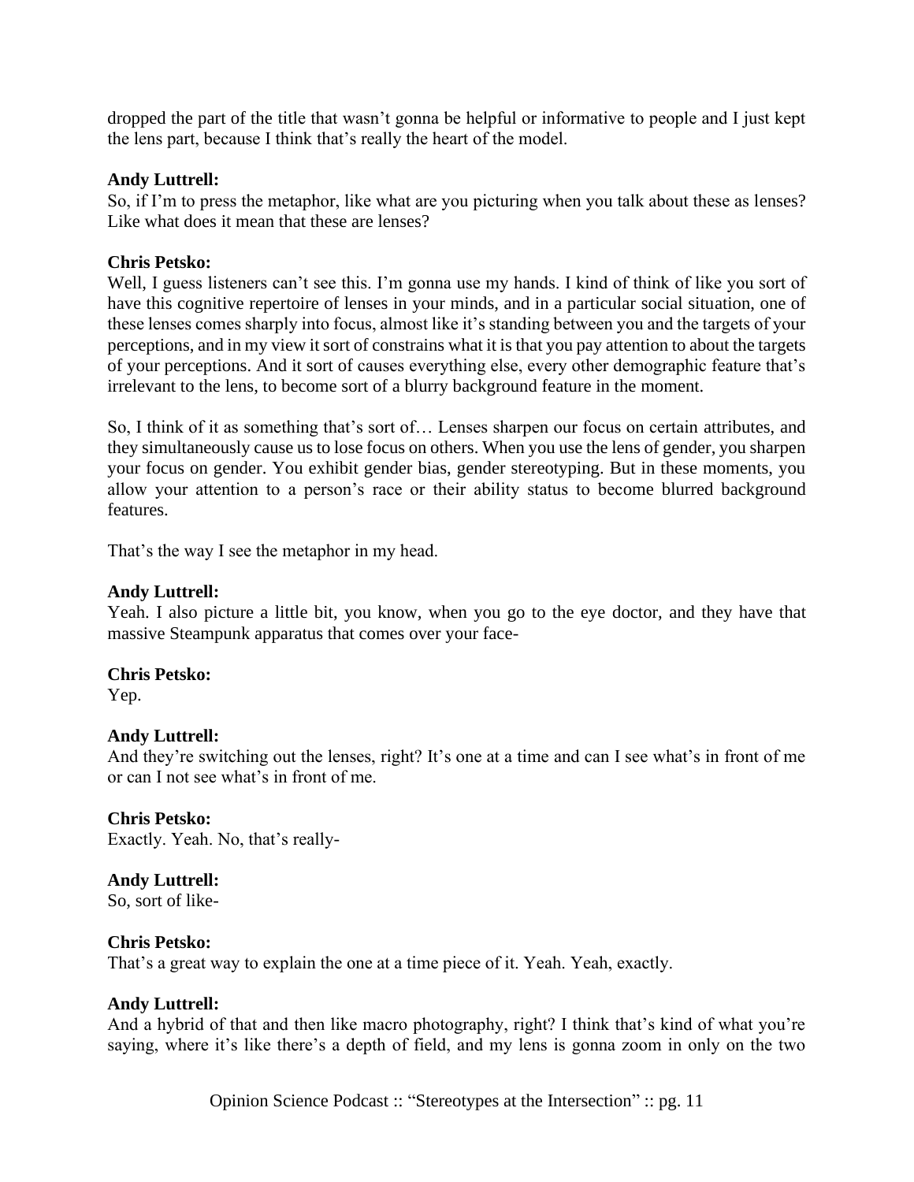dropped the part of the title that wasn't gonna be helpful or informative to people and I just kept the lens part, because I think that's really the heart of the model.

**Andy Luttrell:**
So, if I'm to press the metaphor, like what are you picturing when you talk about these as lenses? Like what does it mean that these are lenses?

**Chris Petsko:**
Well, I guess listeners can't see this. I'm gonna use my hands. I kind of think of like you sort of have this cognitive repertoire of lenses in your minds, and in a particular social situation, one of these lenses comes sharply into focus, almost like it's standing between you and the targets of your perceptions, and in my view it sort of constrains what it is that you pay attention to about the targets of your perceptions. And it sort of causes everything else, every other demographic feature that's irrelevant to the lens, to become sort of a blurry background feature in the moment.

So, I think of it as something that's sort of… Lenses sharpen our focus on certain attributes, and they simultaneously cause us to lose focus on others. When you use the lens of gender, you sharpen your focus on gender. You exhibit gender bias, gender stereotyping. But in these moments, you allow your attention to a person's race or their ability status to become blurred background features.

That's the way I see the metaphor in my head.

**Andy Luttrell:**
Yeah. I also picture a little bit, you know, when you go to the eye doctor, and they have that massive Steampunk apparatus that comes over your face-

**Chris Petsko:**
Yep.

**Andy Luttrell:**
And they're switching out the lenses, right? It's one at a time and can I see what's in front of me or can I not see what's in front of me.

**Chris Petsko:**
Exactly. Yeah. No, that's really-

**Andy Luttrell:**
So, sort of like-

**Chris Petsko:**
That's a great way to explain the one at a time piece of it. Yeah. Yeah, exactly.

**Andy Luttrell:**
And a hybrid of that and then like macro photography, right? I think that's kind of what you're saying, where it's like there's a depth of field, and my lens is gonna zoom in only on the two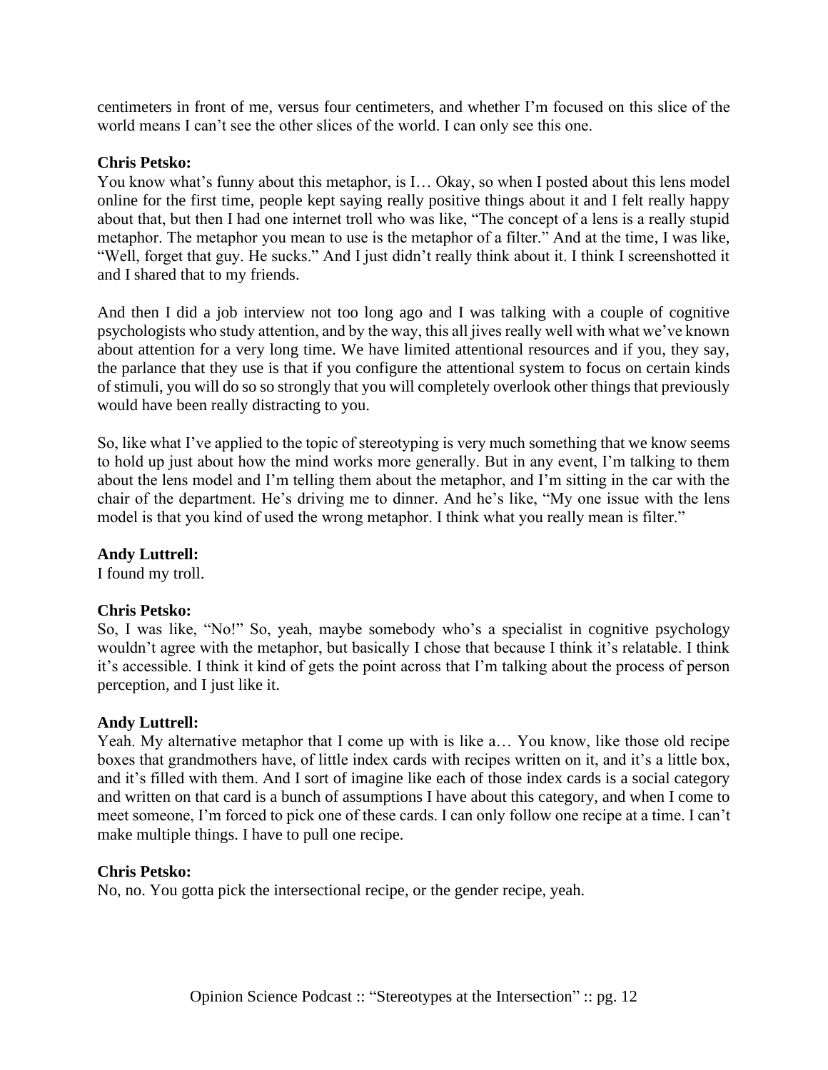centimeters in front of me, versus four centimeters, and whether I'm focused on this slice of the world means I can't see the other slices of the world. I can only see this one.

**Chris Petsko:**
You know what's funny about this metaphor, is I… Okay, so when I posted about this lens model online for the first time, people kept saying really positive things about it and I felt really happy about that, but then I had one internet troll who was like, "The concept of a lens is a really stupid metaphor. The metaphor you mean to use is the metaphor of a filter." And at the time, I was like, "Well, forget that guy. He sucks." And I just didn't really think about it. I think I screenshotted it and I shared that to my friends.

And then I did a job interview not too long ago and I was talking with a couple of cognitive psychologists who study attention, and by the way, this all jives really well with what we've known about attention for a very long time. We have limited attentional resources and if you, they say, the parlance that they use is that if you configure the attentional system to focus on certain kinds of stimuli, you will do so so strongly that you will completely overlook other things that previously would have been really distracting to you.

So, like what I've applied to the topic of stereotyping is very much something that we know seems to hold up just about how the mind works more generally. But in any event, I'm talking to them about the lens model and I'm telling them about the metaphor, and I'm sitting in the car with the chair of the department. He's driving me to dinner. And he's like, "My one issue with the lens model is that you kind of used the wrong metaphor. I think what you really mean is filter."

**Andy Luttrell:**
I found my troll.

**Chris Petsko:**
So, I was like, "No!" So, yeah, maybe somebody who's a specialist in cognitive psychology wouldn't agree with the metaphor, but basically I chose that because I think it's relatable. I think it's accessible. I think it kind of gets the point across that I'm talking about the process of person perception, and I just like it.

**Andy Luttrell:**
Yeah. My alternative metaphor that I come up with is like a… You know, like those old recipe boxes that grandmothers have, of little index cards with recipes written on it, and it's a little box, and it's filled with them. And I sort of imagine like each of those index cards is a social category and written on that card is a bunch of assumptions I have about this category, and when I come to meet someone, I'm forced to pick one of these cards. I can only follow one recipe at a time. I can't make multiple things. I have to pull one recipe.

**Chris Petsko:**
No, no. You gotta pick the intersectional recipe, or the gender recipe, yeah.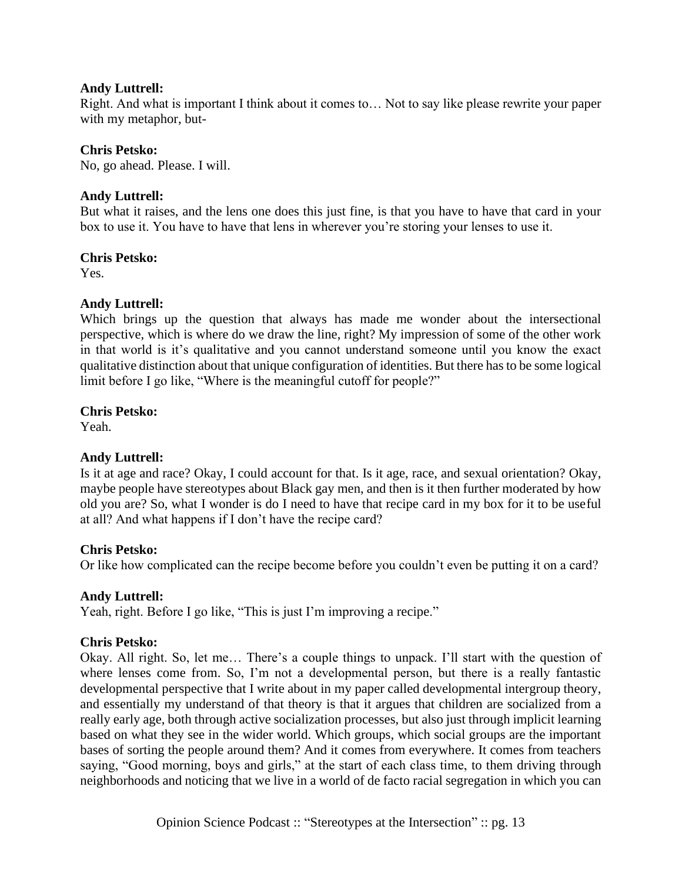**Andy Luttrell:**
Right. And what is important I think about it comes to… Not to say like please rewrite your paper with my metaphor, but-

**Chris Petsko:**
No, go ahead. Please. I will.

**Andy Luttrell:**
But what it raises, and the lens one does this just fine, is that you have to have that card in your box to use it. You have to have that lens in wherever you're storing your lenses to use it.

**Chris Petsko:**
Yes.

**Andy Luttrell:**
Which brings up the question that always has made me wonder about the intersectional perspective, which is where do we draw the line, right? My impression of some of the other work in that world is it's qualitative and you cannot understand someone until you know the exact qualitative distinction about that unique configuration of identities. But there has to be some logical limit before I go like, "Where is the meaningful cutoff for people?"

**Chris Petsko:**
Yeah.

**Andy Luttrell:**
Is it at age and race? Okay, I could account for that. Is it age, race, and sexual orientation? Okay, maybe people have stereotypes about Black gay men, and then is it then further moderated by how old you are? So, what I wonder is do I need to have that recipe card in my box for it to be useful at all? And what happens if I don't have the recipe card?

**Chris Petsko:**
Or like how complicated can the recipe become before you couldn't even be putting it on a card?

**Andy Luttrell:**
Yeah, right. Before I go like, "This is just I'm improving a recipe."

**Chris Petsko:**
Okay. All right. So, let me… There's a couple things to unpack. I'll start with the question of where lenses come from. So, I'm not a developmental person, but there is a really fantastic developmental perspective that I write about in my paper called developmental intergroup theory, and essentially my understand of that theory is that it argues that children are socialized from a really early age, both through active socialization processes, but also just through implicit learning based on what they see in the wider world. Which groups, which social groups are the important bases of sorting the people around them? And it comes from everywhere. It comes from teachers saying, "Good morning, boys and girls," at the start of each class time, to them driving through neighborhoods and noticing that we live in a world of de facto racial segregation in which you can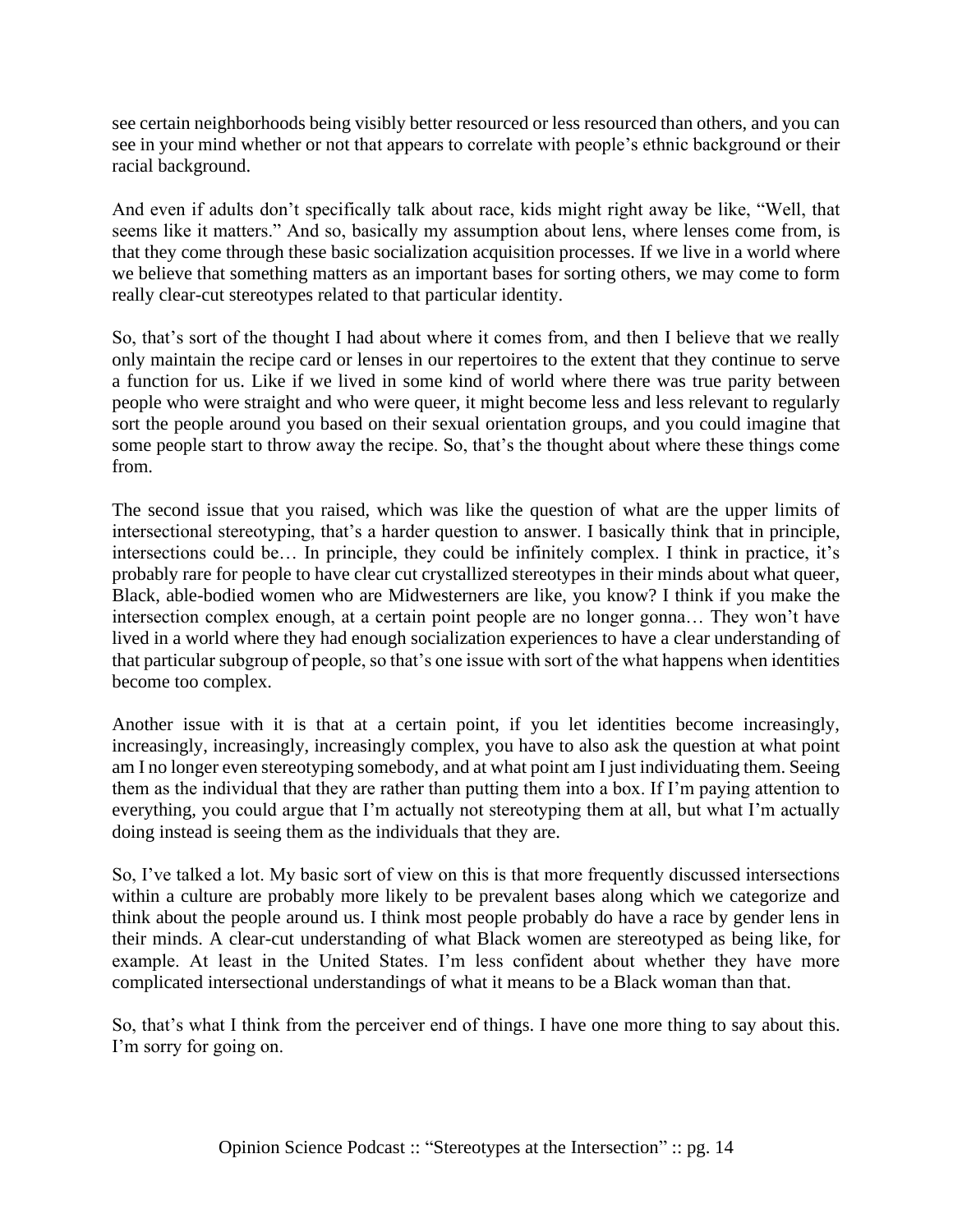see certain neighborhoods being visibly better resourced or less resourced than others, and you can see in your mind whether or not that appears to correlate with people's ethnic background or their racial background.

And even if adults don't specifically talk about race, kids might right away be like, "Well, that seems like it matters." And so, basically my assumption about lens, where lenses come from, is that they come through these basic socialization acquisition processes. If we live in a world where we believe that something matters as an important bases for sorting others, we may come to form really clear-cut stereotypes related to that particular identity.

So, that's sort of the thought I had about where it comes from, and then I believe that we really only maintain the recipe card or lenses in our repertoires to the extent that they continue to serve a function for us. Like if we lived in some kind of world where there was true parity between people who were straight and who were queer, it might become less and less relevant to regularly sort the people around you based on their sexual orientation groups, and you could imagine that some people start to throw away the recipe. So, that's the thought about where these things come from.

The second issue that you raised, which was like the question of what are the upper limits of intersectional stereotyping, that's a harder question to answer. I basically think that in principle, intersections could be… In principle, they could be infinitely complex. I think in practice, it's probably rare for people to have clear cut crystallized stereotypes in their minds about what queer, Black, able-bodied women who are Midwesterners are like, you know? I think if you make the intersection complex enough, at a certain point people are no longer gonna… They won't have lived in a world where they had enough socialization experiences to have a clear understanding of that particular subgroup of people, so that's one issue with sort of the what happens when identities become too complex.

Another issue with it is that at a certain point, if you let identities become increasingly, increasingly, increasingly, increasingly complex, you have to also ask the question at what point am I no longer even stereotyping somebody, and at what point am I just individuating them. Seeing them as the individual that they are rather than putting them into a box. If I'm paying attention to everything, you could argue that I'm actually not stereotyping them at all, but what I'm actually doing instead is seeing them as the individuals that they are.

So, I've talked a lot. My basic sort of view on this is that more frequently discussed intersections within a culture are probably more likely to be prevalent bases along which we categorize and think about the people around us. I think most people probably do have a race by gender lens in their minds. A clear-cut understanding of what Black women are stereotyped as being like, for example. At least in the United States. I'm less confident about whether they have more complicated intersectional understandings of what it means to be a Black woman than that.

So, that's what I think from the perceiver end of things. I have one more thing to say about this. I'm sorry for going on.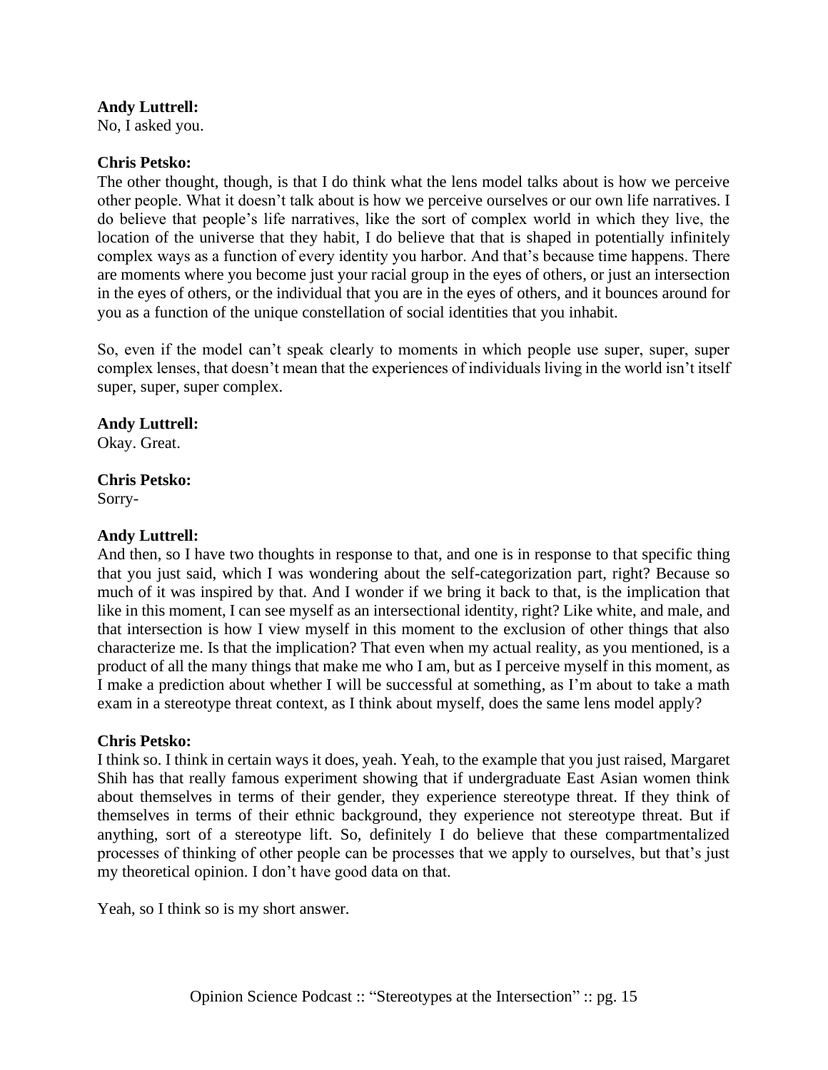**Andy Luttrell:**
No, I asked you.

**Chris Petsko:**
The other thought, though, is that I do think what the lens model talks about is how we perceive other people. What it doesn't talk about is how we perceive ourselves or our own life narratives. I do believe that people's life narratives, like the sort of complex world in which they live, the location of the universe that they habit, I do believe that that is shaped in potentially infinitely complex ways as a function of every identity you harbor. And that's because time happens. There are moments where you become just your racial group in the eyes of others, or just an intersection in the eyes of others, or the individual that you are in the eyes of others, and it bounces around for you as a function of the unique constellation of social identities that you inhabit.

So, even if the model can't speak clearly to moments in which people use super, super, super complex lenses, that doesn't mean that the experiences of individuals living in the world isn't itself super, super, super complex.

**Andy Luttrell:**
Okay. Great.

**Chris Petsko:**
Sorry-

**Andy Luttrell:**
And then, so I have two thoughts in response to that, and one is in response to that specific thing that you just said, which I was wondering about the self-categorization part, right? Because so much of it was inspired by that. And I wonder if we bring it back to that, is the implication that like in this moment, I can see myself as an intersectional identity, right? Like white, and male, and that intersection is how I view myself in this moment to the exclusion of other things that also characterize me. Is that the implication? That even when my actual reality, as you mentioned, is a product of all the many things that make me who I am, but as I perceive myself in this moment, as I make a prediction about whether I will be successful at something, as I'm about to take a math exam in a stereotype threat context, as I think about myself, does the same lens model apply?

**Chris Petsko:**
I think so. I think in certain ways it does, yeah. Yeah, to the example that you just raised, Margaret Shih has that really famous experiment showing that if undergraduate East Asian women think about themselves in terms of their gender, they experience stereotype threat. If they think of themselves in terms of their ethnic background, they experience not stereotype threat. But if anything, sort of a stereotype lift. So, definitely I do believe that these compartmentalized processes of thinking of other people can be processes that we apply to ourselves, but that's just my theoretical opinion. I don't have good data on that.

Yeah, so I think so is my short answer.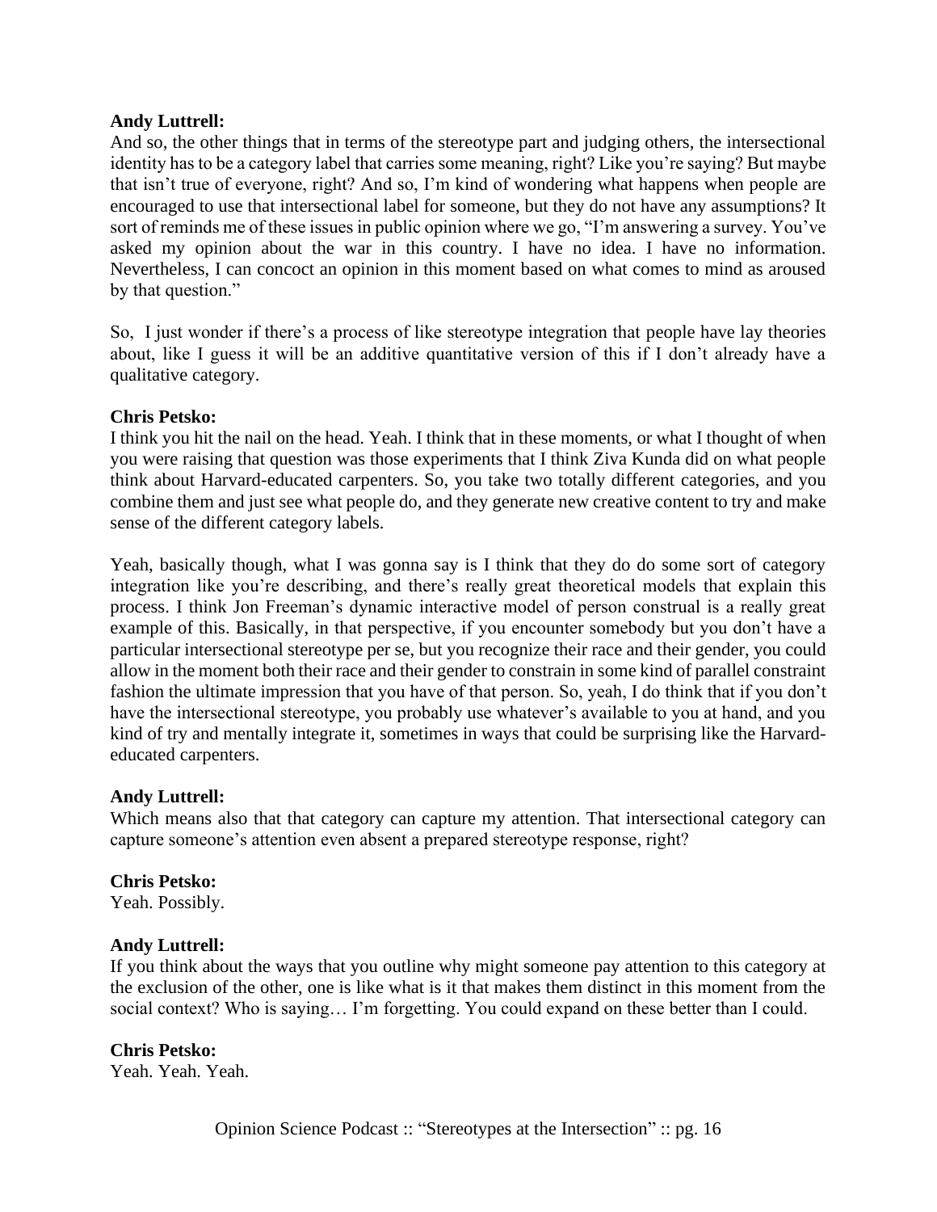**Andy Luttrell:**
And so, the other things that in terms of the stereotype part and judging others, the intersectional identity has to be a category label that carries some meaning, right? Like you're saying? But maybe that isn't true of everyone, right? And so, I'm kind of wondering what happens when people are encouraged to use that intersectional label for someone, but they do not have any assumptions? It sort of reminds me of these issues in public opinion where we go, "I'm answering a survey. You've asked my opinion about the war in this country. I have no idea. I have no information. Nevertheless, I can concoct an opinion in this moment based on what comes to mind as aroused by that question."

So, I just wonder if there's a process of like stereotype integration that people have lay theories about, like I guess it will be an additive quantitative version of this if I don't already have a qualitative category.

**Chris Petsko:**
I think you hit the nail on the head. Yeah. I think that in these moments, or what I thought of when you were raising that question was those experiments that I think Ziva Kunda did on what people think about Harvard-educated carpenters. So, you take two totally different categories, and you combine them and just see what people do, and they generate new creative content to try and make sense of the different category labels.

Yeah, basically though, what I was gonna say is I think that they do do some sort of category integration like you're describing, and there's really great theoretical models that explain this process. I think Jon Freeman's dynamic interactive model of person construal is a really great example of this. Basically, in that perspective, if you encounter somebody but you don't have a particular intersectional stereotype per se, but you recognize their race and their gender, you could allow in the moment both their race and their gender to constrain in some kind of parallel constraint fashion the ultimate impression that you have of that person. So, yeah, I do think that if you don't have the intersectional stereotype, you probably use whatever's available to you at hand, and you kind of try and mentally integrate it, sometimes in ways that could be surprising like the Harvard-educated carpenters.

**Andy Luttrell:**
Which means also that that category can capture my attention. That intersectional category can capture someone's attention even absent a prepared stereotype response, right?

**Chris Petsko:**
Yeah. Possibly.

**Andy Luttrell:**
If you think about the ways that you outline why might someone pay attention to this category at the exclusion of the other, one is like what is it that makes them distinct in this moment from the social context? Who is saying… I'm forgetting. You could expand on these better than I could.

**Chris Petsko:**
Yeah. Yeah. Yeah.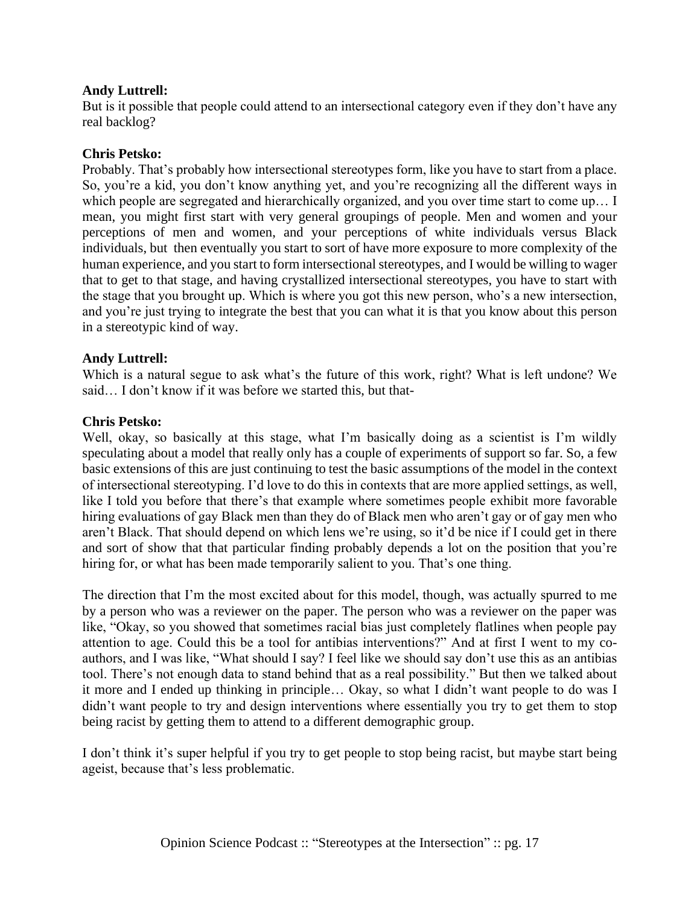**Andy Luttrell:**
But is it possible that people could attend to an intersectional category even if they don't have any real backlog?

**Chris Petsko:**
Probably. That's probably how intersectional stereotypes form, like you have to start from a place. So, you're a kid, you don't know anything yet, and you're recognizing all the different ways in which people are segregated and hierarchically organized, and you over time start to come up… I mean, you might first start with very general groupings of people. Men and women and your perceptions of men and women, and your perceptions of white individuals versus Black individuals, but then eventually you start to sort of have more exposure to more complexity of the human experience, and you start to form intersectional stereotypes, and I would be willing to wager that to get to that stage, and having crystallized intersectional stereotypes, you have to start with the stage that you brought up. Which is where you got this new person, who's a new intersection, and you're just trying to integrate the best that you can what it is that you know about this person in a stereotypic kind of way.

**Andy Luttrell:**
Which is a natural segue to ask what's the future of this work, right? What is left undone? We said… I don't know if it was before we started this, but that-

**Chris Petsko:**
Well, okay, so basically at this stage, what I'm basically doing as a scientist is I'm wildly speculating about a model that really only has a couple of experiments of support so far. So, a few basic extensions of this are just continuing to test the basic assumptions of the model in the context of intersectional stereotyping. I'd love to do this in contexts that are more applied settings, as well, like I told you before that there's that example where sometimes people exhibit more favorable hiring evaluations of gay Black men than they do of Black men who aren't gay or of gay men who aren't Black. That should depend on which lens we're using, so it'd be nice if I could get in there and sort of show that that particular finding probably depends a lot on the position that you're hiring for, or what has been made temporarily salient to you. That's one thing.

The direction that I'm the most excited about for this model, though, was actually spurred to me by a person who was a reviewer on the paper. The person who was a reviewer on the paper was like, "Okay, so you showed that sometimes racial bias just completely flatlines when people pay attention to age. Could this be a tool for antibias interventions?" And at first I went to my co-authors, and I was like, "What should I say? I feel like we should say don't use this as an antibias tool. There's not enough data to stand behind that as a real possibility." But then we talked about it more and I ended up thinking in principle… Okay, so what I didn't want people to do was I didn't want people to try and design interventions where essentially you try to get them to stop being racist by getting them to attend to a different demographic group.

I don't think it's super helpful if you try to get people to stop being racist, but maybe start being ageist, because that's less problematic.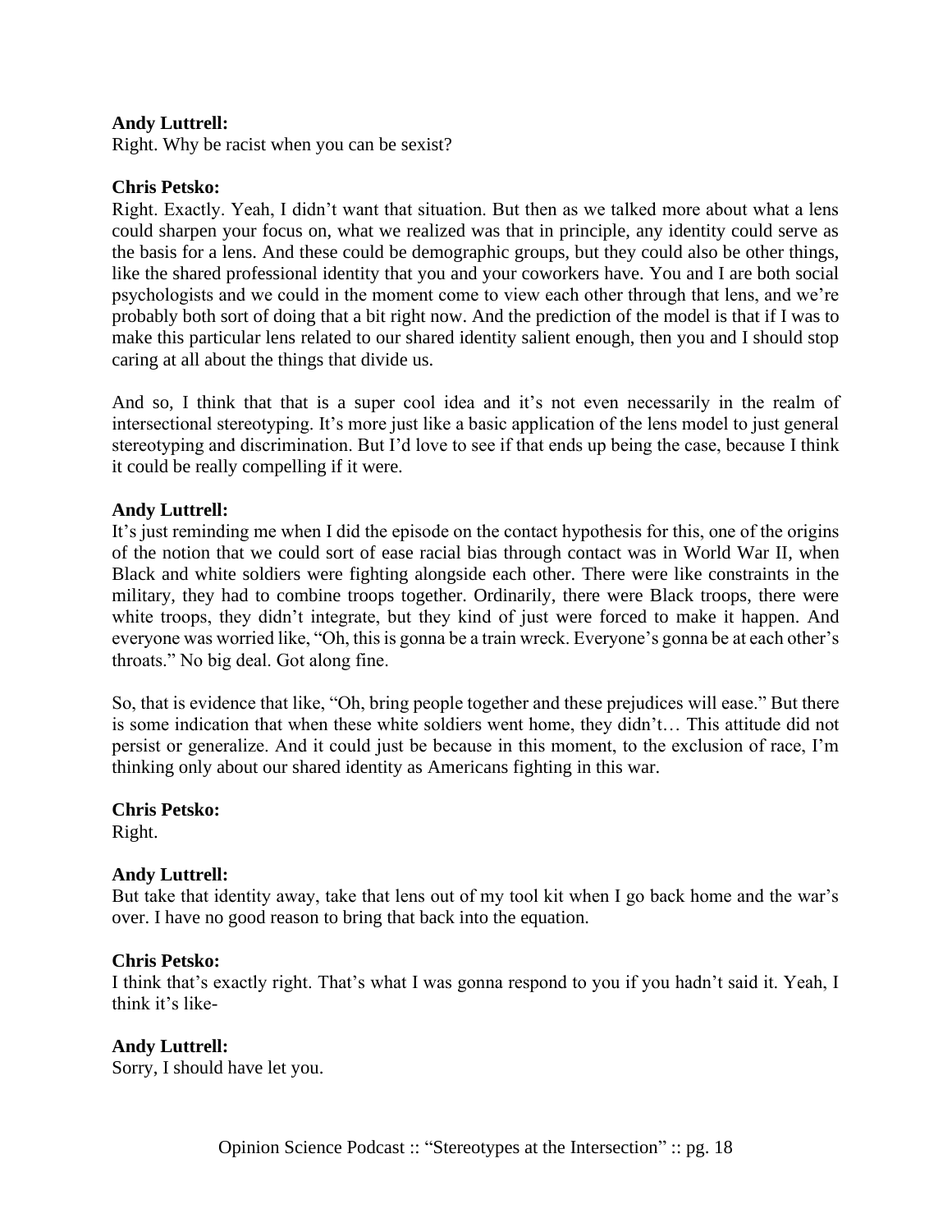**Andy Luttrell:**
Right. Why be racist when you can be sexist?

**Chris Petsko:**
Right. Exactly. Yeah, I didn't want that situation. But then as we talked more about what a lens could sharpen your focus on, what we realized was that in principle, any identity could serve as the basis for a lens. And these could be demographic groups, but they could also be other things, like the shared professional identity that you and your coworkers have. You and I are both social psychologists and we could in the moment come to view each other through that lens, and we're probably both sort of doing that a bit right now. And the prediction of the model is that if I was to make this particular lens related to our shared identity salient enough, then you and I should stop caring at all about the things that divide us.

And so, I think that that is a super cool idea and it's not even necessarily in the realm of intersectional stereotyping. It's more just like a basic application of the lens model to just general stereotyping and discrimination. But I'd love to see if that ends up being the case, because I think it could be really compelling if it were.

**Andy Luttrell:**
It's just reminding me when I did the episode on the contact hypothesis for this, one of the origins of the notion that we could sort of ease racial bias through contact was in World War II, when Black and white soldiers were fighting alongside each other. There were like constraints in the military, they had to combine troops together. Ordinarily, there were Black troops, there were white troops, they didn't integrate, but they kind of just were forced to make it happen. And everyone was worried like, "Oh, this is gonna be a train wreck. Everyone's gonna be at each other's throats." No big deal. Got along fine.

So, that is evidence that like, "Oh, bring people together and these prejudices will ease." But there is some indication that when these white soldiers went home, they didn't… This attitude did not persist or generalize. And it could just be because in this moment, to the exclusion of race, I'm thinking only about our shared identity as Americans fighting in this war.

**Chris Petsko:**
Right.

**Andy Luttrell:**
But take that identity away, take that lens out of my tool kit when I go back home and the war's over. I have no good reason to bring that back into the equation.

**Chris Petsko:**
I think that's exactly right. That's what I was gonna respond to you if you hadn't said it. Yeah, I think it's like-

**Andy Luttrell:**
Sorry, I should have let you.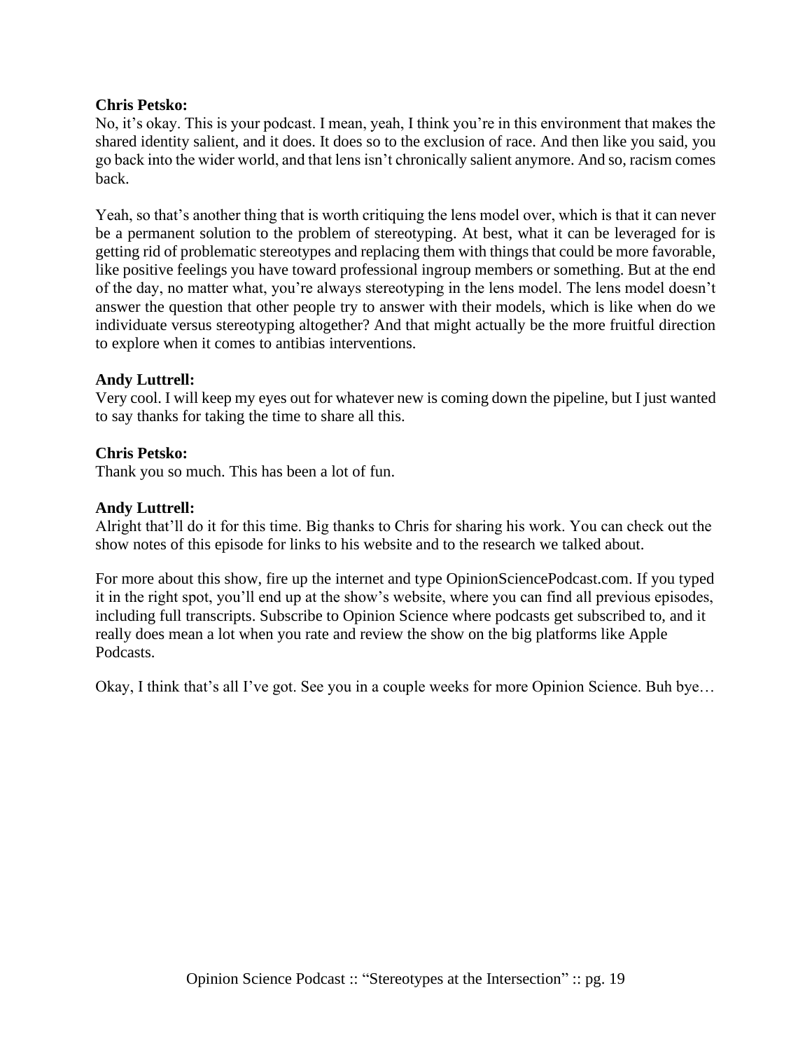**Chris Petsko:**
No, it's okay. This is your podcast. I mean, yeah, I think you're in this environment that makes the shared identity salient, and it does. It does so to the exclusion of race. And then like you said, you go back into the wider world, and that lens isn't chronically salient anymore. And so, racism comes back.

Yeah, so that's another thing that is worth critiquing the lens model over, which is that it can never be a permanent solution to the problem of stereotyping. At best, what it can be leveraged for is getting rid of problematic stereotypes and replacing them with things that could be more favorable, like positive feelings you have toward professional ingroup members or something. But at the end of the day, no matter what, you're always stereotyping in the lens model. The lens model doesn't answer the question that other people try to answer with their models, which is like when do we individuate versus stereotyping altogether? And that might actually be the more fruitful direction to explore when it comes to antibias interventions.

**Andy Luttrell:**
Very cool. I will keep my eyes out for whatever new is coming down the pipeline, but I just wanted to say thanks for taking the time to share all this.

**Chris Petsko:**
Thank you so much. This has been a lot of fun.

**Andy Luttrell:**
Alright that'll do it for this time. Big thanks to Chris for sharing his work. You can check out the show notes of this episode for links to his website and to the research we talked about.

For more about this show, fire up the internet and type OpinionSciencePodcast.com. If you typed it in the right spot, you'll end up at the show's website, where you can find all previous episodes, including full transcripts. Subscribe to Opinion Science where podcasts get subscribed to, and it really does mean a lot when you rate and review the show on the big platforms like Apple Podcasts.

Okay, I think that's all I've got. See you in a couple weeks for more Opinion Science. Buh bye…